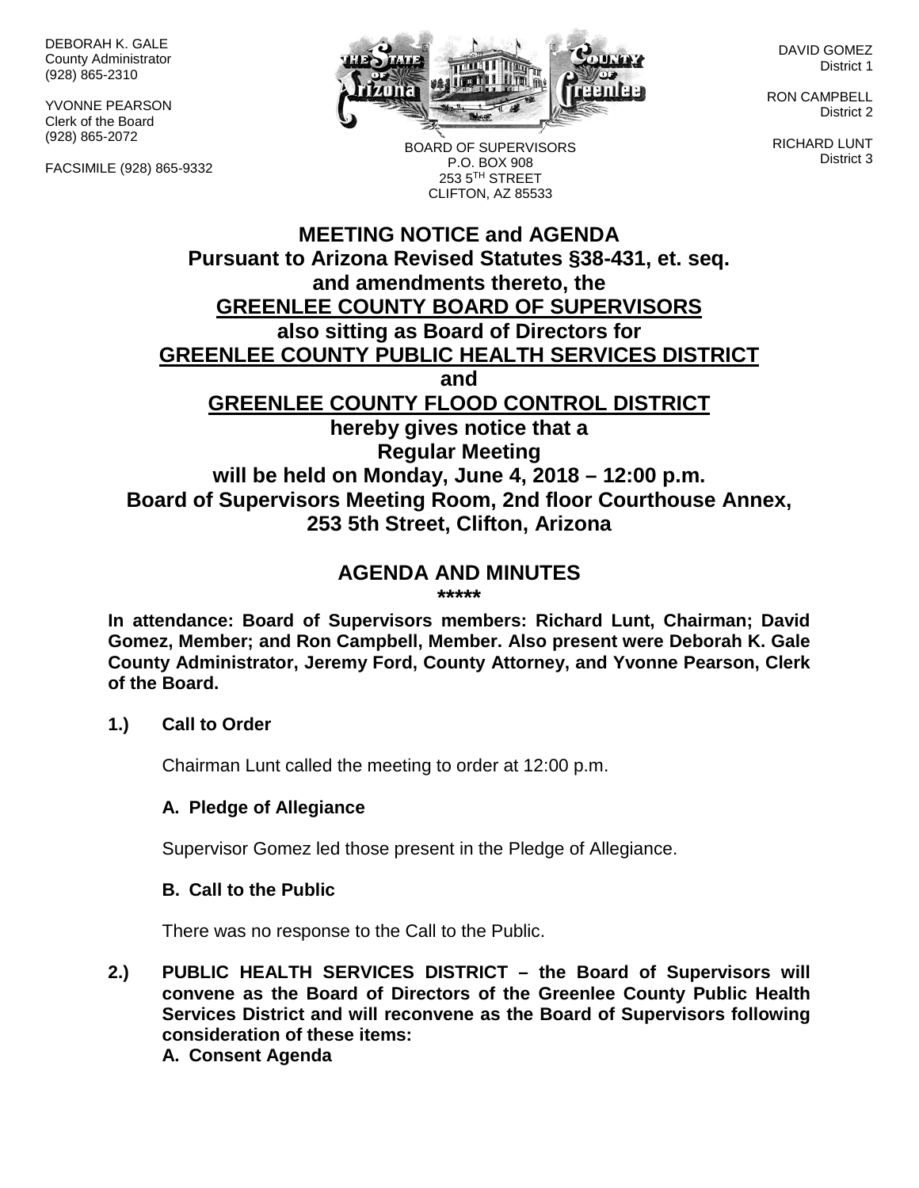DEBORAH K. GALE
County Administrator
(928) 865-2310

YVONNE PEARSON
Clerk of the Board
(928) 865-2072

FACSIMILE (928) 865-9332

BOARD OF SUPERVISORS
P.O. BOX 908
253 5TH STREET
CLIFTON, AZ 85533

DAVID GOMEZ
District 1

RON CAMPBELL
District 2

RICHARD LUNT
District 3

# MEETING NOTICE and AGENDA

**Pursuant to Arizona Revised Statutes §38-431, et. seq. and amendments thereto, the**
**GREENLEE COUNTY BOARD OF SUPERVISORS**
**also sitting as Board of Directors for**
**GREENLEE COUNTY PUBLIC HEALTH SERVICES DISTRICT**
**and**
**GREENLEE COUNTY FLOOD CONTROL DISTRICT**
**hereby gives notice that a**
**Regular Meeting**
**will be held on Monday, June 4, 2018 – 12:00 p.m.**
**Board of Supervisors Meeting Room, 2nd floor Courthouse Annex, 253 5th Street, Clifton, Arizona**

## AGENDA AND MINUTES

*****

**In attendance: Board of Supervisors members: Richard Lunt, Chairman; David Gomez, Member; and Ron Campbell, Member. Also present were Deborah K. Gale County Administrator, Jeremy Ford, County Attorney, and Yvonne Pearson, Clerk of the Board.**

**1.) Call to Order**

Chairman Lunt called the meeting to order at 12:00 p.m.

**A. Pledge of Allegiance**

Supervisor Gomez led those present in the Pledge of Allegiance.

**B. Call to the Public**

There was no response to the Call to the Public.

**2.) PUBLIC HEALTH SERVICES DISTRICT – the Board of Supervisors will convene as the Board of Directors of the Greenlee County Public Health Services District and will reconvene as the Board of Supervisors following consideration of these items:**

**A. Consent Agenda**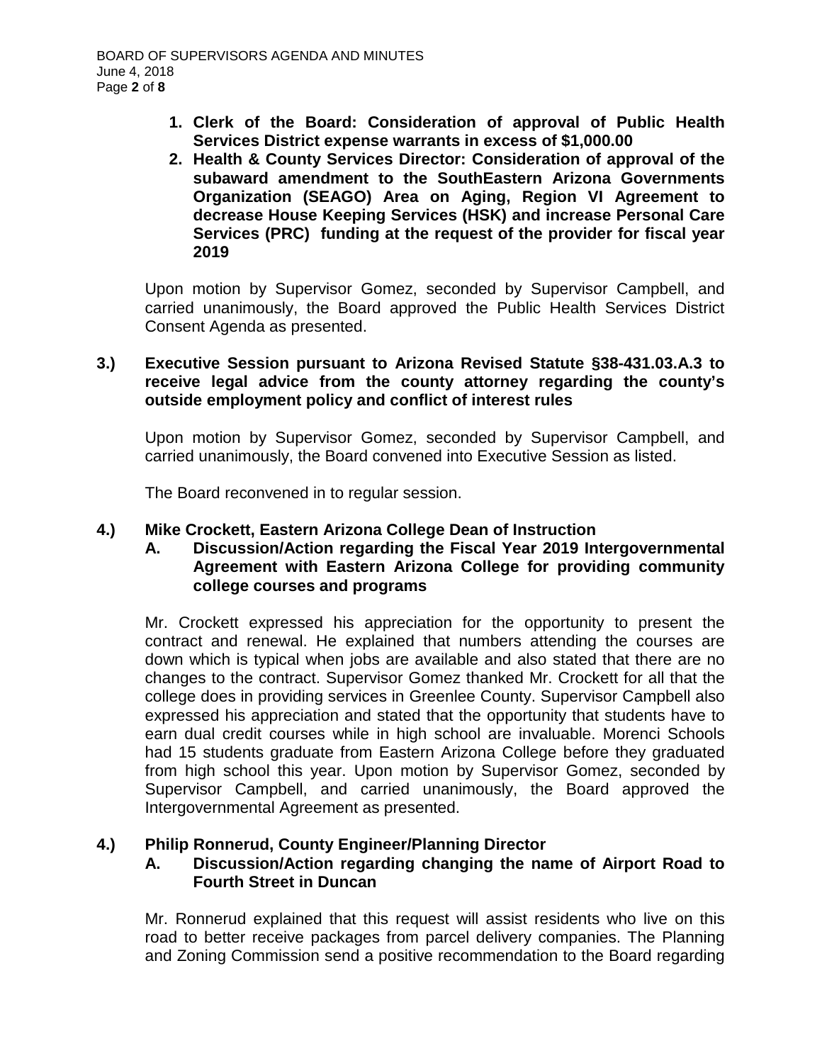1. **Clerk of the Board: Consideration of approval of Public Health Services District expense warrants in excess of $1,000.00**
2. **Health & County Services Director: Consideration of approval of the subaward amendment to the SouthEastern Arizona Governments Organization (SEAGO) Area on Aging, Region VI Agreement to decrease House Keeping Services (HSK) and increase Personal Care Services (PRC) funding at the request of the provider for fiscal year 2019**

Upon motion by Supervisor Gomez, seconded by Supervisor Campbell, and carried unanimously, the Board approved the Public Health Services District Consent Agenda as presented.

**3.) Executive Session pursuant to Arizona Revised Statute §38-431.03.A.3 to receive legal advice from the county attorney regarding the county's outside employment policy and conflict of interest rules**

Upon motion by Supervisor Gomez, seconded by Supervisor Campbell, and carried unanimously, the Board convened into Executive Session as listed.

The Board reconvened in to regular session.

**4.) Mike Crockett, Eastern Arizona College Dean of Instruction**

**A. Discussion/Action regarding the Fiscal Year 2019 Intergovernmental Agreement with Eastern Arizona College for providing community college courses and programs**

Mr. Crockett expressed his appreciation for the opportunity to present the contract and renewal. He explained that numbers attending the courses are down which is typical when jobs are available and also stated that there are no changes to the contract. Supervisor Gomez thanked Mr. Crockett for all that the college does in providing services in Greenlee County. Supervisor Campbell also expressed his appreciation and stated that the opportunity that students have to earn dual credit courses while in high school are invaluable. Morenci Schools had 15 students graduate from Eastern Arizona College before they graduated from high school this year. Upon motion by Supervisor Gomez, seconded by Supervisor Campbell, and carried unanimously, the Board approved the Intergovernmental Agreement as presented.

**4.) Philip Ronnerud, County Engineer/Planning Director**

**A. Discussion/Action regarding changing the name of Airport Road to Fourth Street in Duncan**

Mr. Ronnerud explained that this request will assist residents who live on this road to better receive packages from parcel delivery companies. The Planning and Zoning Commission send a positive recommendation to the Board regarding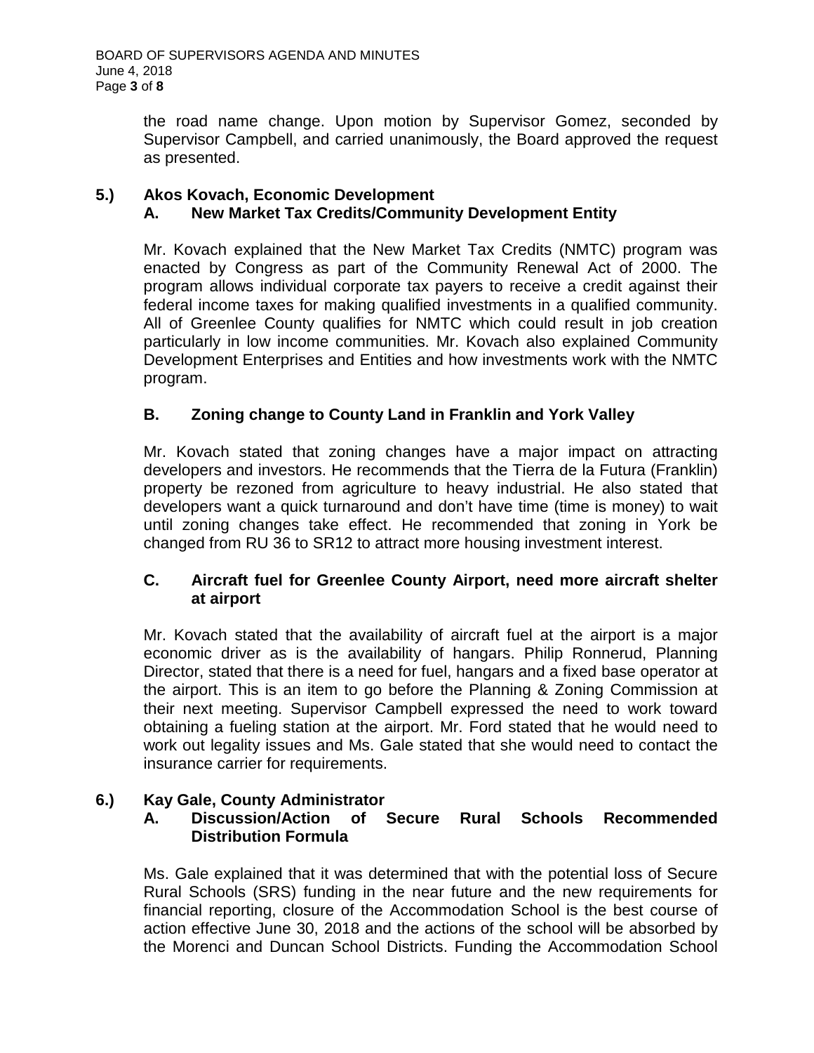the road name change. Upon motion by Supervisor Gomez, seconded by Supervisor Campbell, and carried unanimously, the Board approved the request as presented.

**5.) Akos Kovach, Economic Development**

**A. New Market Tax Credits/Community Development Entity**

Mr. Kovach explained that the New Market Tax Credits (NMTC) program was enacted by Congress as part of the Community Renewal Act of 2000. The program allows individual corporate tax payers to receive a credit against their federal income taxes for making qualified investments in a qualified community. All of Greenlee County qualifies for NMTC which could result in job creation particularly in low income communities. Mr. Kovach also explained Community Development Enterprises and Entities and how investments work with the NMTC program.

**B. Zoning change to County Land in Franklin and York Valley**

Mr. Kovach stated that zoning changes have a major impact on attracting developers and investors. He recommends that the Tierra de la Futura (Franklin) property be rezoned from agriculture to heavy industrial. He also stated that developers want a quick turnaround and don't have time (time is money) to wait until zoning changes take effect. He recommended that zoning in York be changed from RU 36 to SR12 to attract more housing investment interest.

**C. Aircraft fuel for Greenlee County Airport, need more aircraft shelter at airport**

Mr. Kovach stated that the availability of aircraft fuel at the airport is a major economic driver as is the availability of hangars. Philip Ronnerud, Planning Director, stated that there is a need for fuel, hangars and a fixed base operator at the airport. This is an item to go before the Planning & Zoning Commission at their next meeting. Supervisor Campbell expressed the need to work toward obtaining a fueling station at the airport. Mr. Ford stated that he would need to work out legality issues and Ms. Gale stated that she would need to contact the insurance carrier for requirements.

**6.) Kay Gale, County Administrator**

**A. Discussion/Action of Secure Rural Schools Recommended Distribution Formula**

Ms. Gale explained that it was determined that with the potential loss of Secure Rural Schools (SRS) funding in the near future and the new requirements for financial reporting, closure of the Accommodation School is the best course of action effective June 30, 2018 and the actions of the school will be absorbed by the Morenci and Duncan School Districts. Funding the Accommodation School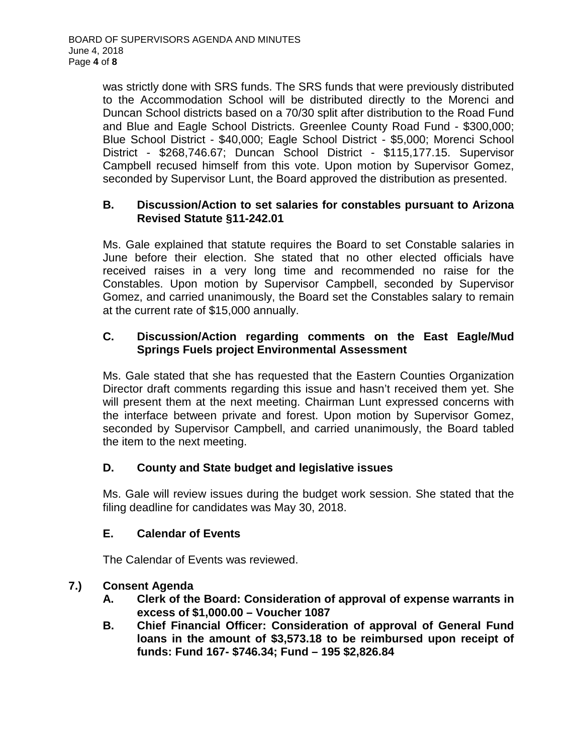was strictly done with SRS funds. The SRS funds that were previously distributed to the Accommodation School will be distributed directly to the Morenci and Duncan School districts based on a 70/30 split after distribution to the Road Fund and Blue and Eagle School Districts. Greenlee County Road Fund - $300,000; Blue School District - $40,000; Eagle School District - $5,000; Morenci School District - $268,746.67; Duncan School District - $115,177.15. Supervisor Campbell recused himself from this vote. Upon motion by Supervisor Gomez, seconded by Supervisor Lunt, the Board approved the distribution as presented.

**B. Discussion/Action to set salaries for constables pursuant to Arizona Revised Statute §11-242.01**

Ms. Gale explained that statute requires the Board to set Constable salaries in June before their election. She stated that no other elected officials have received raises in a very long time and recommended no raise for the Constables. Upon motion by Supervisor Campbell, seconded by Supervisor Gomez, and carried unanimously, the Board set the Constables salary to remain at the current rate of $15,000 annually.

**C. Discussion/Action regarding comments on the East Eagle/Mud Springs Fuels project Environmental Assessment**

Ms. Gale stated that she has requested that the Eastern Counties Organization Director draft comments regarding this issue and hasn't received them yet. She will present them at the next meeting. Chairman Lunt expressed concerns with the interface between private and forest. Upon motion by Supervisor Gomez, seconded by Supervisor Campbell, and carried unanimously, the Board tabled the item to the next meeting.

**D. County and State budget and legislative issues**

Ms. Gale will review issues during the budget work session. She stated that the filing deadline for candidates was May 30, 2018.

**E. Calendar of Events**

The Calendar of Events was reviewed.

**7.) Consent Agenda**

**A. Clerk of the Board: Consideration of approval of expense warrants in excess of $1,000.00 – Voucher 1087**

**B. Chief Financial Officer: Consideration of approval of General Fund loans in the amount of $3,573.18 to be reimbursed upon receipt of funds: Fund 167- $746.34; Fund – 195 $2,826.84**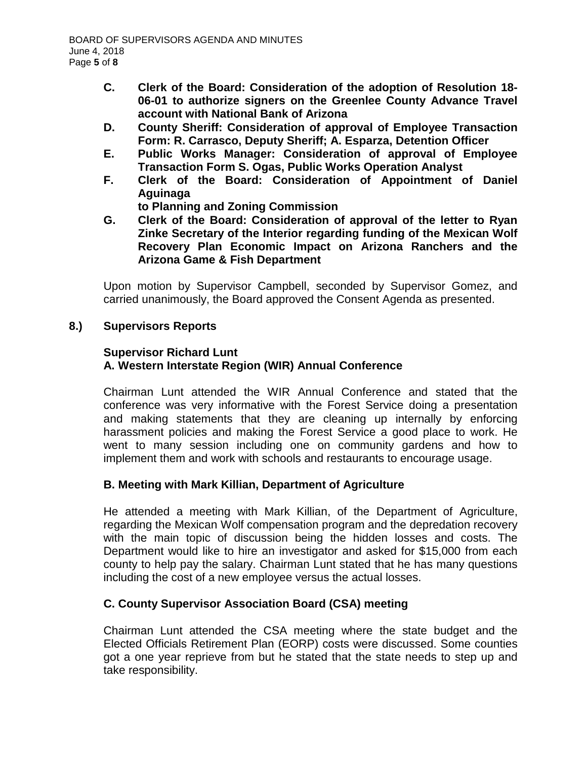- **C. Clerk of the Board: Consideration of the adoption of Resolution 18-06-01 to authorize signers on the Greenlee County Advance Travel account with National Bank of Arizona**
- **D. County Sheriff: Consideration of approval of Employee Transaction Form: R. Carrasco, Deputy Sheriff; A. Esparza, Detention Officer**
- **E. Public Works Manager: Consideration of approval of Employee Transaction Form S. Ogas, Public Works Operation Analyst**
- **F. Clerk of the Board: Consideration of Appointment of Daniel Aguinaga to Planning and Zoning Commission**
- **G. Clerk of the Board: Consideration of approval of the letter to Ryan Zinke Secretary of the Interior regarding funding of the Mexican Wolf Recovery Plan Economic Impact on Arizona Ranchers and the Arizona Game & Fish Department**

Upon motion by Supervisor Campbell, seconded by Supervisor Gomez, and carried unanimously, the Board approved the Consent Agenda as presented.

## 8.) Supervisors Reports

### Supervisor Richard Lunt

### A. Western Interstate Region (WIR) Annual Conference

Chairman Lunt attended the WIR Annual Conference and stated that the conference was very informative with the Forest Service doing a presentation and making statements that they are cleaning up internally by enforcing harassment policies and making the Forest Service a good place to work. He went to many session including one on community gardens and how to implement them and work with schools and restaurants to encourage usage.

### B. Meeting with Mark Killian, Department of Agriculture

He attended a meeting with Mark Killian, of the Department of Agriculture, regarding the Mexican Wolf compensation program and the depredation recovery with the main topic of discussion being the hidden losses and costs. The Department would like to hire an investigator and asked for $15,000 from each county to help pay the salary. Chairman Lunt stated that he has many questions including the cost of a new employee versus the actual losses.

### C. County Supervisor Association Board (CSA) meeting

Chairman Lunt attended the CSA meeting where the state budget and the Elected Officials Retirement Plan (EORP) costs were discussed. Some counties got a one year reprieve from but he stated that the state needs to step up and take responsibility.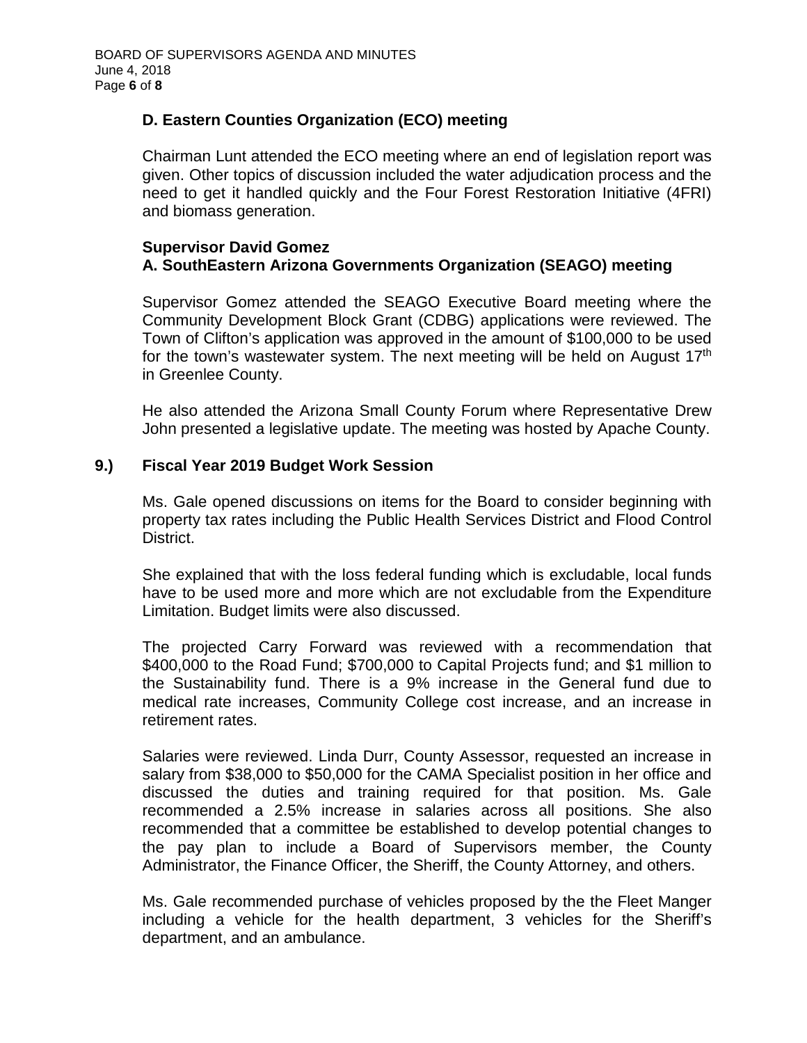### D. Eastern Counties Organization (ECO) meeting

Chairman Lunt attended the ECO meeting where an end of legislation report was given. Other topics of discussion included the water adjudication process and the need to get it handled quickly and the Four Forest Restoration Initiative (4FRI) and biomass generation.

**Supervisor David Gomez**

### A. SouthEastern Arizona Governments Organization (SEAGO) meeting

Supervisor Gomez attended the SEAGO Executive Board meeting where the Community Development Block Grant (CDBG) applications were reviewed. The Town of Clifton's application was approved in the amount of $100,000 to be used for the town's wastewater system. The next meeting will be held on August 17th in Greenlee County.

He also attended the Arizona Small County Forum where Representative Drew John presented a legislative update. The meeting was hosted by Apache County.

## 9.) Fiscal Year 2019 Budget Work Session

Ms. Gale opened discussions on items for the Board to consider beginning with property tax rates including the Public Health Services District and Flood Control District.

She explained that with the loss federal funding which is excludable, local funds have to be used more and more which are not excludable from the Expenditure Limitation. Budget limits were also discussed.

The projected Carry Forward was reviewed with a recommendation that $400,000 to the Road Fund; $700,000 to Capital Projects fund; and $1 million to the Sustainability fund. There is a 9% increase in the General fund due to medical rate increases, Community College cost increase, and an increase in retirement rates.

Salaries were reviewed. Linda Durr, County Assessor, requested an increase in salary from $38,000 to $50,000 for the CAMA Specialist position in her office and discussed the duties and training required for that position. Ms. Gale recommended a 2.5% increase in salaries across all positions. She also recommended that a committee be established to develop potential changes to the pay plan to include a Board of Supervisors member, the County Administrator, the Finance Officer, the Sheriff, the County Attorney, and others.

Ms. Gale recommended purchase of vehicles proposed by the the Fleet Manger including a vehicle for the health department, 3 vehicles for the Sheriff's department, and an ambulance.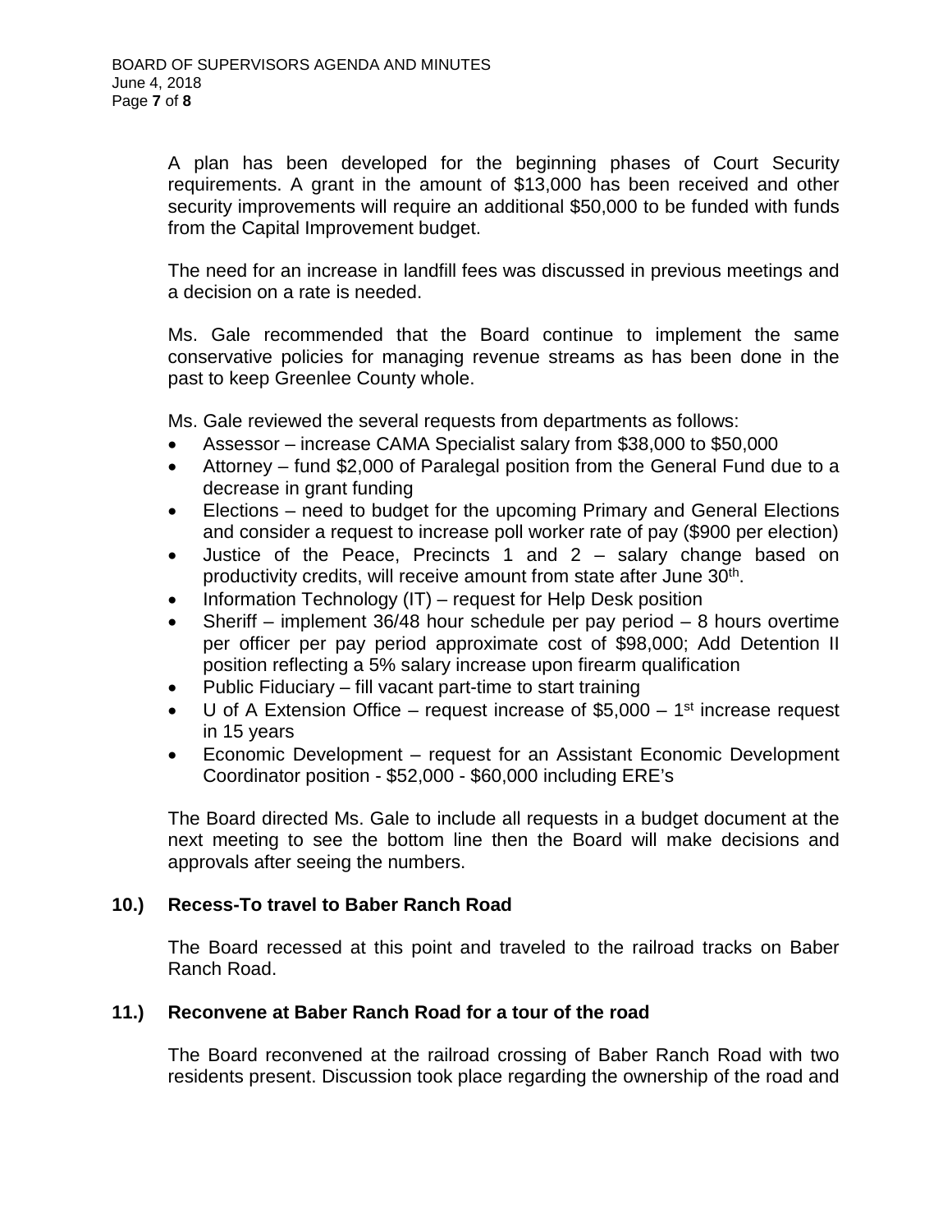A plan has been developed for the beginning phases of Court Security requirements. A grant in the amount of $13,000 has been received and other security improvements will require an additional $50,000 to be funded with funds from the Capital Improvement budget.

The need for an increase in landfill fees was discussed in previous meetings and a decision on a rate is needed.

Ms. Gale recommended that the Board continue to implement the same conservative policies for managing revenue streams as has been done in the past to keep Greenlee County whole.

Ms. Gale reviewed the several requests from departments as follows:

- Assessor – increase CAMA Specialist salary from $38,000 to $50,000
- Attorney – fund $2,000 of Paralegal position from the General Fund due to a decrease in grant funding
- Elections – need to budget for the upcoming Primary and General Elections and consider a request to increase poll worker rate of pay ($900 per election)
- Justice of the Peace, Precincts 1 and 2 – salary change based on productivity credits, will receive amount from state after June 30th.
- Information Technology (IT) – request for Help Desk position
- Sheriff – implement 36/48 hour schedule per pay period – 8 hours overtime per officer per pay period approximate cost of $98,000; Add Detention II position reflecting a 5% salary increase upon firearm qualification
- Public Fiduciary – fill vacant part-time to start training
- U of A Extension Office – request increase of $5,000 – 1st increase request in 15 years
- Economic Development – request for an Assistant Economic Development Coordinator position - $52,000 - $60,000 including ERE's

The Board directed Ms. Gale to include all requests in a budget document at the next meeting to see the bottom line then the Board will make decisions and approvals after seeing the numbers.

**10.) Recess-To travel to Baber Ranch Road**

The Board recessed at this point and traveled to the railroad tracks on Baber Ranch Road.

**11.) Reconvene at Baber Ranch Road for a tour of the road**

The Board reconvened at the railroad crossing of Baber Ranch Road with two residents present. Discussion took place regarding the ownership of the road and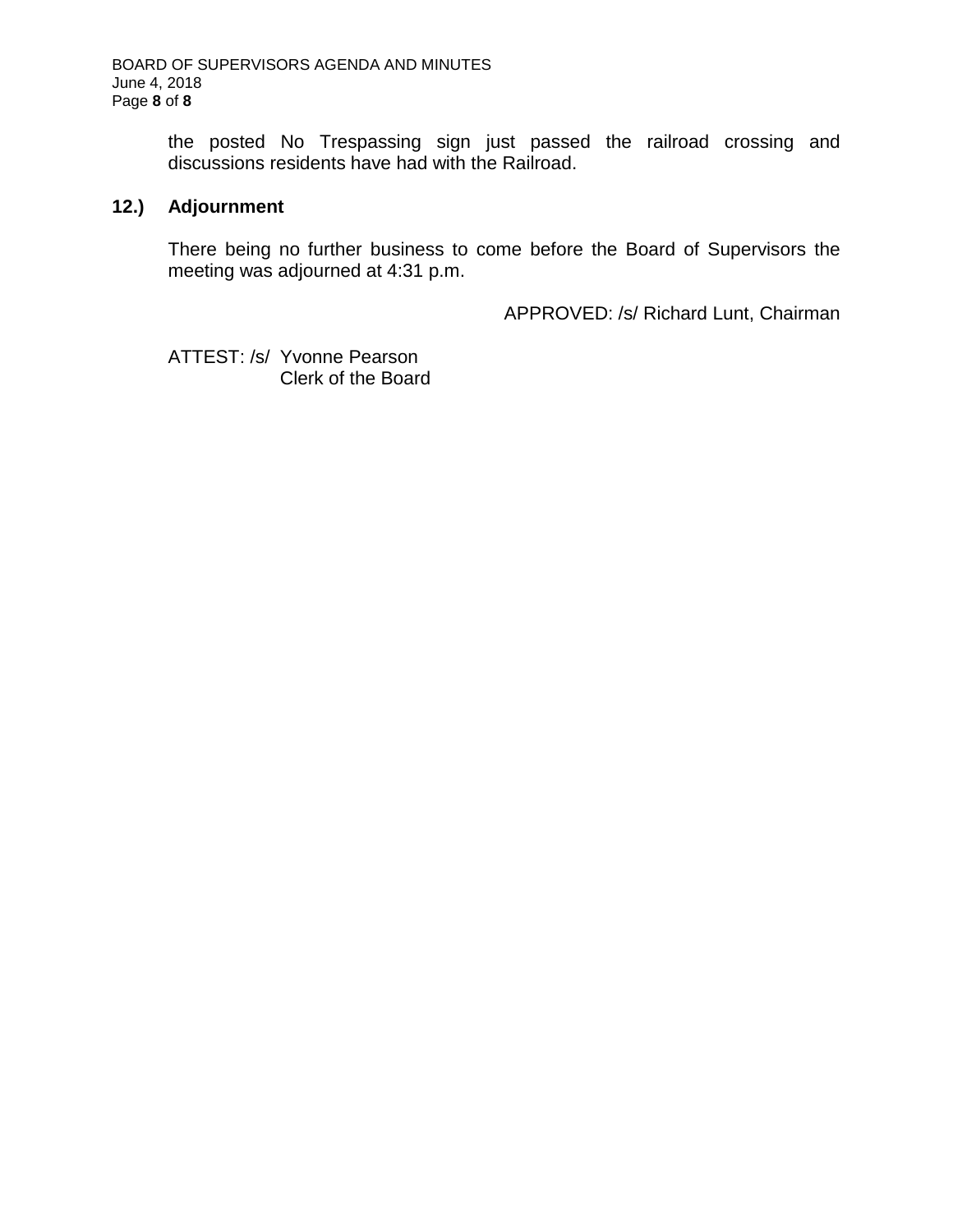the posted No Trespassing sign just passed the railroad crossing and discussions residents have had with the Railroad.

**12.) Adjournment**

There being no further business to come before the Board of Supervisors the meeting was adjourned at 4:31 p.m.

APPROVED: /s/ Richard Lunt, Chairman

ATTEST: /s/ Yvonne Pearson
Clerk of the Board